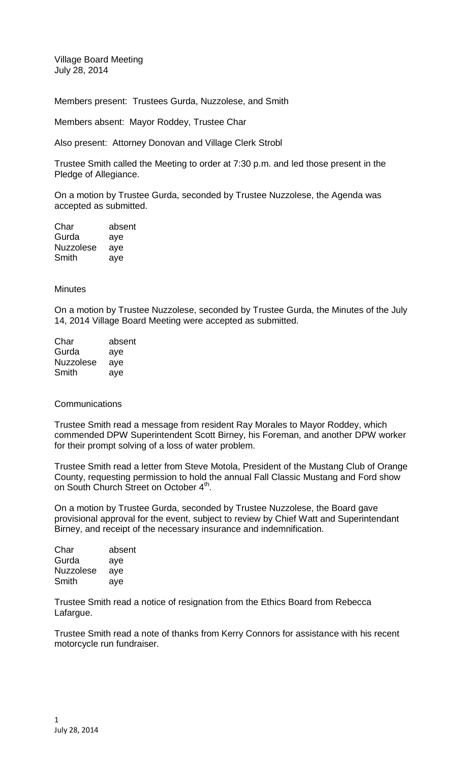Village Board Meeting
July 28, 2014

Members present: Trustees Gurda, Nuzzolese, and Smith

Members absent: Mayor Roddey, Trustee Char

Also present: Attorney Donovan and Village Clerk Strobl

Trustee Smith called the Meeting to order at 7:30 p.m. and led those present in the Pledge of Allegiance.

On a motion by Trustee Gurda, seconded by Trustee Nuzzolese, the Agenda was accepted as submitted.

| | |
|---|---|
| Char | absent |
| Gurda | aye |
| Nuzzolese | aye |
| Smith | aye |

Minutes

On a motion by Trustee Nuzzolese, seconded by Trustee Gurda, the Minutes of the July 14, 2014 Village Board Meeting were accepted as submitted.

| | |
|---|---|
| Char | absent |
| Gurda | aye |
| Nuzzolese | aye |
| Smith | aye |

Communications

Trustee Smith read a message from resident Ray Morales to Mayor Roddey, which commended DPW Superintendent Scott Birney, his Foreman, and another DPW worker for their prompt solving of a loss of water problem.

Trustee Smith read a letter from Steve Motola, President of the Mustang Club of Orange County, requesting permission to hold the annual Fall Classic Mustang and Ford show on South Church Street on October 4th.

On a motion by Trustee Gurda, seconded by Trustee Nuzzolese, the Board gave provisional approval for the event, subject to review by Chief Watt and Superintendant Birney, and receipt of the necessary insurance and indemnification.

| | |
|---|---|
| Char | absent |
| Gurda | aye |
| Nuzzolese | aye |
| Smith | aye |

Trustee Smith read a notice of resignation from the Ethics Board from Rebecca Lafargue.

Trustee Smith read a note of thanks from Kerry Connors for assistance with his recent motorcycle run fundraiser.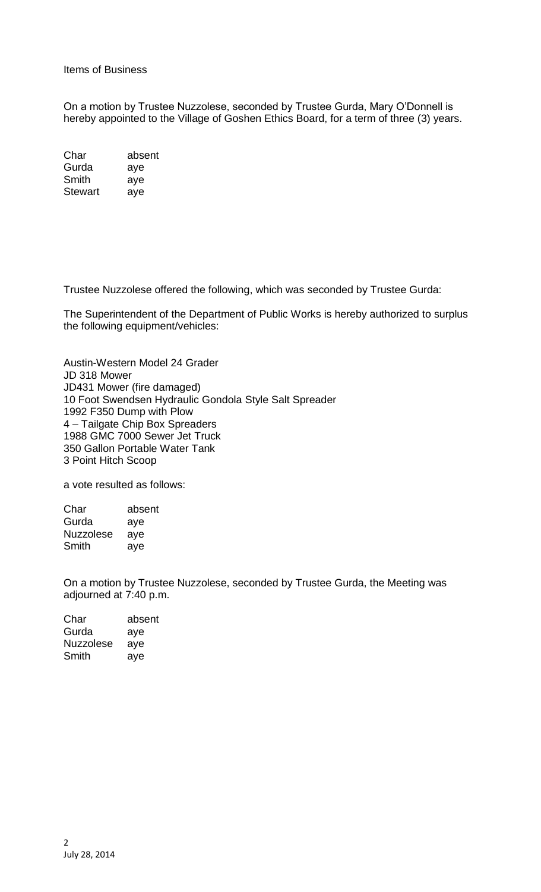Items of Business

On a motion by Trustee Nuzzolese, seconded by Trustee Gurda, Mary O'Donnell is hereby appointed to the Village of Goshen Ethics Board, for a term of three (3) years.

| | |
|---|---|
| Char | absent |
| Gurda | aye |
| Smith | aye |
| Stewart | aye |

Trustee Nuzzolese offered the following, which was seconded by Trustee Gurda:

The Superintendent of the Department of Public Works is hereby authorized to surplus the following equipment/vehicles:

Austin-Western Model 24 Grader
JD 318 Mower
JD431 Mower (fire damaged)
10 Foot Swendsen Hydraulic Gondola Style Salt Spreader
1992 F350 Dump with Plow
4 – Tailgate Chip Box Spreaders
1988 GMC 7000 Sewer Jet Truck
350 Gallon Portable Water Tank
3 Point Hitch Scoop

a vote resulted as follows:

| | |
|---|---|
| Char | absent |
| Gurda | aye |
| Nuzzolese | aye |
| Smith | aye |

On a motion by Trustee Nuzzolese, seconded by Trustee Gurda, the Meeting was adjourned at 7:40 p.m.

| | |
|---|---|
| Char | absent |
| Gurda | aye |
| Nuzzolese | aye |
| Smith | aye |